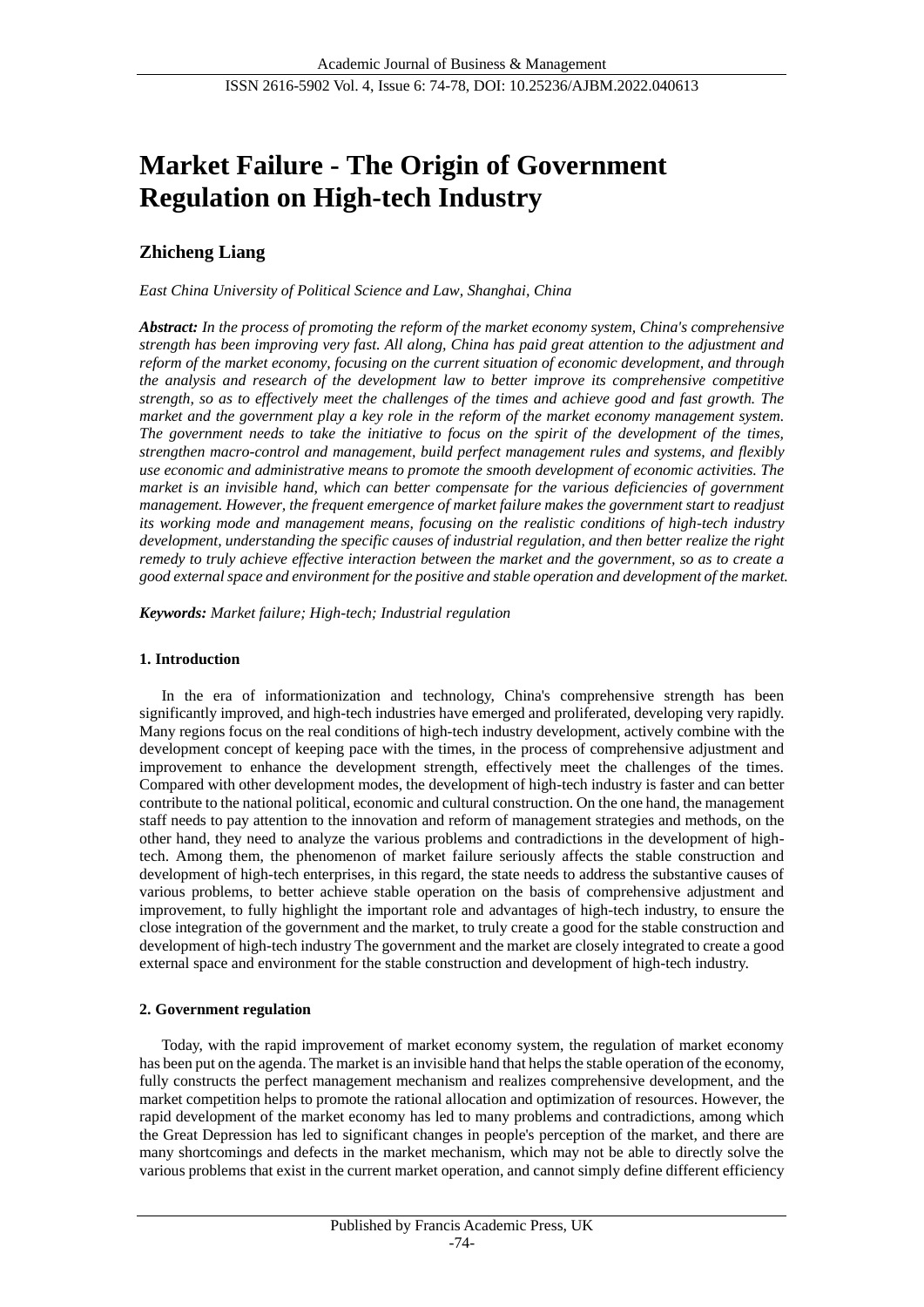# Market Failure - The Origin of Government Regulation on High-tech Industry

## Zhicheng Liang

*East China University of Political Science and Law, Shanghai, China*

***Abstract:*** *In the process of promoting the reform of the market economy system, China's comprehensive strength has been improving very fast. All along, China has paid great attention to the adjustment and reform of the market economy, focusing on the current situation of economic development, and through the analysis and research of the development law to better improve its comprehensive competitive strength, so as to effectively meet the challenges of the times and achieve good and fast growth. The market and the government play a key role in the reform of the market economy management system. The government needs to take the initiative to focus on the spirit of the development of the times, strengthen macro-control and management, build perfect management rules and systems, and flexibly use economic and administrative means to promote the smooth development of economic activities. The market is an invisible hand, which can better compensate for the various deficiencies of government management. However, the frequent emergence of market failure makes the government start to readjust its working mode and management means, focusing on the realistic conditions of high-tech industry development, understanding the specific causes of industrial regulation, and then better realize the right remedy to truly achieve effective interaction between the market and the government, so as to create a good external space and environment for the positive and stable operation and development of the market.*

***Keywords:*** *Market failure; High-tech; Industrial regulation*

### 1. Introduction

In the era of informationization and technology, China's comprehensive strength has been significantly improved, and high-tech industries have emerged and proliferated, developing very rapidly. Many regions focus on the real conditions of high-tech industry development, actively combine with the development concept of keeping pace with the times, in the process of comprehensive adjustment and improvement to enhance the development strength, effectively meet the challenges of the times. Compared with other development modes, the development of high-tech industry is faster and can better contribute to the national political, economic and cultural construction. On the one hand, the management staff needs to pay attention to the innovation and reform of management strategies and methods, on the other hand, they need to analyze the various problems and contradictions in the development of high-tech. Among them, the phenomenon of market failure seriously affects the stable construction and development of high-tech enterprises, in this regard, the state needs to address the substantive causes of various problems, to better achieve stable operation on the basis of comprehensive adjustment and improvement, to fully highlight the important role and advantages of high-tech industry, to ensure the close integration of the government and the market, to truly create a good for the stable construction and development of high-tech industry The government and the market are closely integrated to create a good external space and environment for the stable construction and development of high-tech industry.

### 2. Government regulation

Today, with the rapid improvement of market economy system, the regulation of market economy has been put on the agenda. The market is an invisible hand that helps the stable operation of the economy, fully constructs the perfect management mechanism and realizes comprehensive development, and the market competition helps to promote the rational allocation and optimization of resources. However, the rapid development of the market economy has led to many problems and contradictions, among which the Great Depression has led to significant changes in people's perception of the market, and there are many shortcomings and defects in the market mechanism, which may not be able to directly solve the various problems that exist in the current market operation, and cannot simply define different efficiency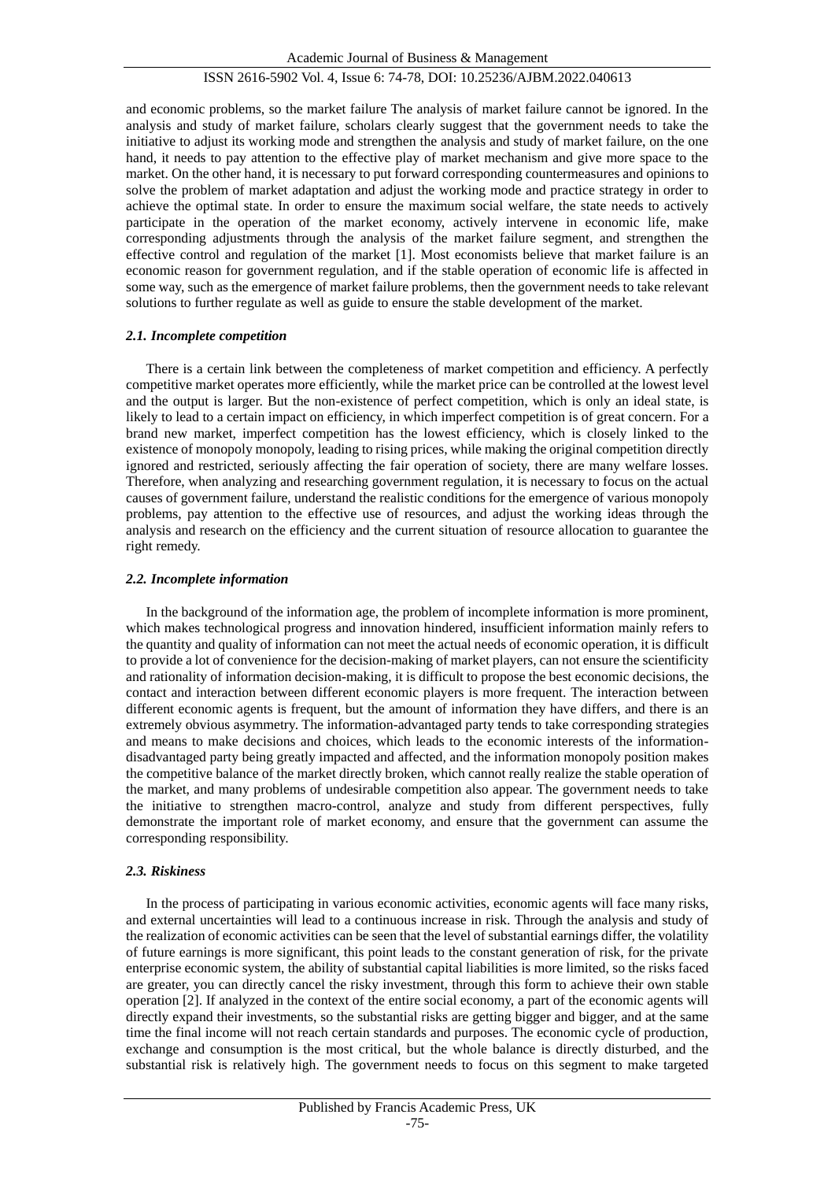and economic problems, so the market failure The analysis of market failure cannot be ignored. In the analysis and study of market failure, scholars clearly suggest that the government needs to take the initiative to adjust its working mode and strengthen the analysis and study of market failure, on the one hand, it needs to pay attention to the effective play of market mechanism and give more space to the market. On the other hand, it is necessary to put forward corresponding countermeasures and opinions to solve the problem of market adaptation and adjust the working mode and practice strategy in order to achieve the optimal state. In order to ensure the maximum social welfare, the state needs to actively participate in the operation of the market economy, actively intervene in economic life, make corresponding adjustments through the analysis of the market failure segment, and strengthen the effective control and regulation of the market [1]. Most economists believe that market failure is an economic reason for government regulation, and if the stable operation of economic life is affected in some way, such as the emergence of market failure problems, then the government needs to take relevant solutions to further regulate as well as guide to ensure the stable development of the market.

### *2.1. Incomplete competition*

There is a certain link between the completeness of market competition and efficiency. A perfectly competitive market operates more efficiently, while the market price can be controlled at the lowest level and the output is larger. But the non-existence of perfect competition, which is only an ideal state, is likely to lead to a certain impact on efficiency, in which imperfect competition is of great concern. For a brand new market, imperfect competition has the lowest efficiency, which is closely linked to the existence of monopoly monopoly, leading to rising prices, while making the original competition directly ignored and restricted, seriously affecting the fair operation of society, there are many welfare losses. Therefore, when analyzing and researching government regulation, it is necessary to focus on the actual causes of government failure, understand the realistic conditions for the emergence of various monopoly problems, pay attention to the effective use of resources, and adjust the working ideas through the analysis and research on the efficiency and the current situation of resource allocation to guarantee the right remedy.

### *2.2. Incomplete information*

In the background of the information age, the problem of incomplete information is more prominent, which makes technological progress and innovation hindered, insufficient information mainly refers to the quantity and quality of information can not meet the actual needs of economic operation, it is difficult to provide a lot of convenience for the decision-making of market players, can not ensure the scientificity and rationality of information decision-making, it is difficult to propose the best economic decisions, the contact and interaction between different economic players is more frequent. The interaction between different economic agents is frequent, but the amount of information they have differs, and there is an extremely obvious asymmetry. The information-advantaged party tends to take corresponding strategies and means to make decisions and choices, which leads to the economic interests of the information-disadvantaged party being greatly impacted and affected, and the information monopoly position makes the competitive balance of the market directly broken, which cannot really realize the stable operation of the market, and many problems of undesirable competition also appear. The government needs to take the initiative to strengthen macro-control, analyze and study from different perspectives, fully demonstrate the important role of market economy, and ensure that the government can assume the corresponding responsibility.

### *2.3. Riskiness*

In the process of participating in various economic activities, economic agents will face many risks, and external uncertainties will lead to a continuous increase in risk. Through the analysis and study of the realization of economic activities can be seen that the level of substantial earnings differ, the volatility of future earnings is more significant, this point leads to the constant generation of risk, for the private enterprise economic system, the ability of substantial capital liabilities is more limited, so the risks faced are greater, you can directly cancel the risky investment, through this form to achieve their own stable operation [2]. If analyzed in the context of the entire social economy, a part of the economic agents will directly expand their investments, so the substantial risks are getting bigger and bigger, and at the same time the final income will not reach certain standards and purposes. The economic cycle of production, exchange and consumption is the most critical, but the whole balance is directly disturbed, and the substantial risk is relatively high. The government needs to focus on this segment to make targeted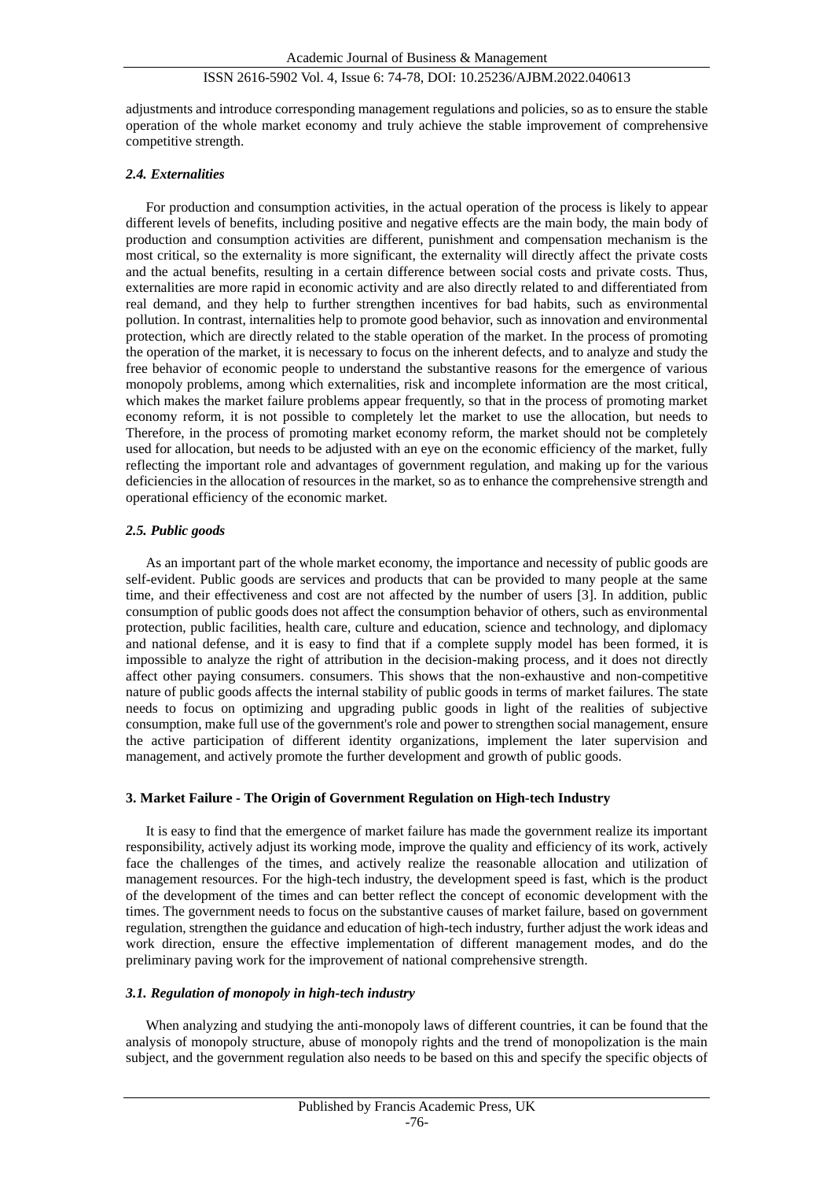adjustments and introduce corresponding management regulations and policies, so as to ensure the stable operation of the whole market economy and truly achieve the stable improvement of comprehensive competitive strength.

### *2.4. Externalities*

For production and consumption activities, in the actual operation of the process is likely to appear different levels of benefits, including positive and negative effects are the main body, the main body of production and consumption activities are different, punishment and compensation mechanism is the most critical, so the externality is more significant, the externality will directly affect the private costs and the actual benefits, resulting in a certain difference between social costs and private costs. Thus, externalities are more rapid in economic activity and are also directly related to and differentiated from real demand, and they help to further strengthen incentives for bad habits, such as environmental pollution. In contrast, internalities help to promote good behavior, such as innovation and environmental protection, which are directly related to the stable operation of the market. In the process of promoting the operation of the market, it is necessary to focus on the inherent defects, and to analyze and study the free behavior of economic people to understand the substantive reasons for the emergence of various monopoly problems, among which externalities, risk and incomplete information are the most critical, which makes the market failure problems appear frequently, so that in the process of promoting market economy reform, it is not possible to completely let the market to use the allocation, but needs to Therefore, in the process of promoting market economy reform, the market should not be completely used for allocation, but needs to be adjusted with an eye on the economic efficiency of the market, fully reflecting the important role and advantages of government regulation, and making up for the various deficiencies in the allocation of resources in the market, so as to enhance the comprehensive strength and operational efficiency of the economic market.

### *2.5. Public goods*

As an important part of the whole market economy, the importance and necessity of public goods are self-evident. Public goods are services and products that can be provided to many people at the same time, and their effectiveness and cost are not affected by the number of users [3]. In addition, public consumption of public goods does not affect the consumption behavior of others, such as environmental protection, public facilities, health care, culture and education, science and technology, and diplomacy and national defense, and it is easy to find that if a complete supply model has been formed, it is impossible to analyze the right of attribution in the decision-making process, and it does not directly affect other paying consumers. consumers. This shows that the non-exhaustive and non-competitive nature of public goods affects the internal stability of public goods in terms of market failures. The state needs to focus on optimizing and upgrading public goods in light of the realities of subjective consumption, make full use of the government's role and power to strengthen social management, ensure the active participation of different identity organizations, implement the later supervision and management, and actively promote the further development and growth of public goods.

## **3. Market Failure - The Origin of Government Regulation on High-tech Industry**

It is easy to find that the emergence of market failure has made the government realize its important responsibility, actively adjust its working mode, improve the quality and efficiency of its work, actively face the challenges of the times, and actively realize the reasonable allocation and utilization of management resources. For the high-tech industry, the development speed is fast, which is the product of the development of the times and can better reflect the concept of economic development with the times. The government needs to focus on the substantive causes of market failure, based on government regulation, strengthen the guidance and education of high-tech industry, further adjust the work ideas and work direction, ensure the effective implementation of different management modes, and do the preliminary paving work for the improvement of national comprehensive strength.

### *3.1. Regulation of monopoly in high-tech industry*

When analyzing and studying the anti-monopoly laws of different countries, it can be found that the analysis of monopoly structure, abuse of monopoly rights and the trend of monopolization is the main subject, and the government regulation also needs to be based on this and specify the specific objects of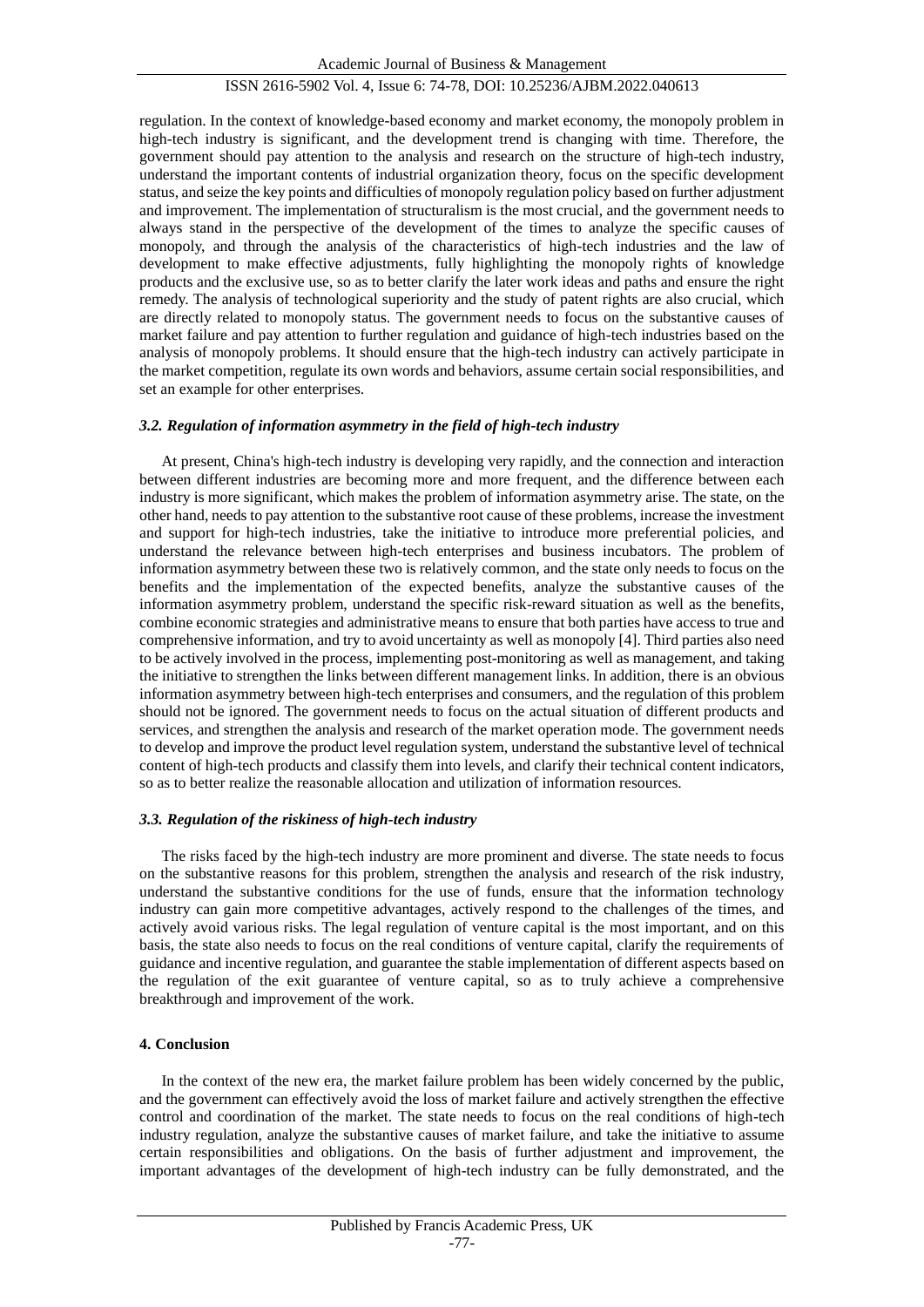regulation. In the context of knowledge-based economy and market economy, the monopoly problem in high-tech industry is significant, and the development trend is changing with time. Therefore, the government should pay attention to the analysis and research on the structure of high-tech industry, understand the important contents of industrial organization theory, focus on the specific development status, and seize the key points and difficulties of monopoly regulation policy based on further adjustment and improvement. The implementation of structuralism is the most crucial, and the government needs to always stand in the perspective of the development of the times to analyze the specific causes of monopoly, and through the analysis of the characteristics of high-tech industries and the law of development to make effective adjustments, fully highlighting the monopoly rights of knowledge products and the exclusive use, so as to better clarify the later work ideas and paths and ensure the right remedy. The analysis of technological superiority and the study of patent rights are also crucial, which are directly related to monopoly status. The government needs to focus on the substantive causes of market failure and pay attention to further regulation and guidance of high-tech industries based on the analysis of monopoly problems. It should ensure that the high-tech industry can actively participate in the market competition, regulate its own words and behaviors, assume certain social responsibilities, and set an example for other enterprises.

### *3.2. Regulation of information asymmetry in the field of high-tech industry*

At present, China's high-tech industry is developing very rapidly, and the connection and interaction between different industries are becoming more and more frequent, and the difference between each industry is more significant, which makes the problem of information asymmetry arise. The state, on the other hand, needs to pay attention to the substantive root cause of these problems, increase the investment and support for high-tech industries, take the initiative to introduce more preferential policies, and understand the relevance between high-tech enterprises and business incubators. The problem of information asymmetry between these two is relatively common, and the state only needs to focus on the benefits and the implementation of the expected benefits, analyze the substantive causes of the information asymmetry problem, understand the specific risk-reward situation as well as the benefits, combine economic strategies and administrative means to ensure that both parties have access to true and comprehensive information, and try to avoid uncertainty as well as monopoly [4]. Third parties also need to be actively involved in the process, implementing post-monitoring as well as management, and taking the initiative to strengthen the links between different management links. In addition, there is an obvious information asymmetry between high-tech enterprises and consumers, and the regulation of this problem should not be ignored. The government needs to focus on the actual situation of different products and services, and strengthen the analysis and research of the market operation mode. The government needs to develop and improve the product level regulation system, understand the substantive level of technical content of high-tech products and classify them into levels, and clarify their technical content indicators, so as to better realize the reasonable allocation and utilization of information resources.

### *3.3. Regulation of the riskiness of high-tech industry*

The risks faced by the high-tech industry are more prominent and diverse. The state needs to focus on the substantive reasons for this problem, strengthen the analysis and research of the risk industry, understand the substantive conditions for the use of funds, ensure that the information technology industry can gain more competitive advantages, actively respond to the challenges of the times, and actively avoid various risks. The legal regulation of venture capital is the most important, and on this basis, the state also needs to focus on the real conditions of venture capital, clarify the requirements of guidance and incentive regulation, and guarantee the stable implementation of different aspects based on the regulation of the exit guarantee of venture capital, so as to truly achieve a comprehensive breakthrough and improvement of the work.

## 4. Conclusion

In the context of the new era, the market failure problem has been widely concerned by the public, and the government can effectively avoid the loss of market failure and actively strengthen the effective control and coordination of the market. The state needs to focus on the real conditions of high-tech industry regulation, analyze the substantive causes of market failure, and take the initiative to assume certain responsibilities and obligations. On the basis of further adjustment and improvement, the important advantages of the development of high-tech industry can be fully demonstrated, and the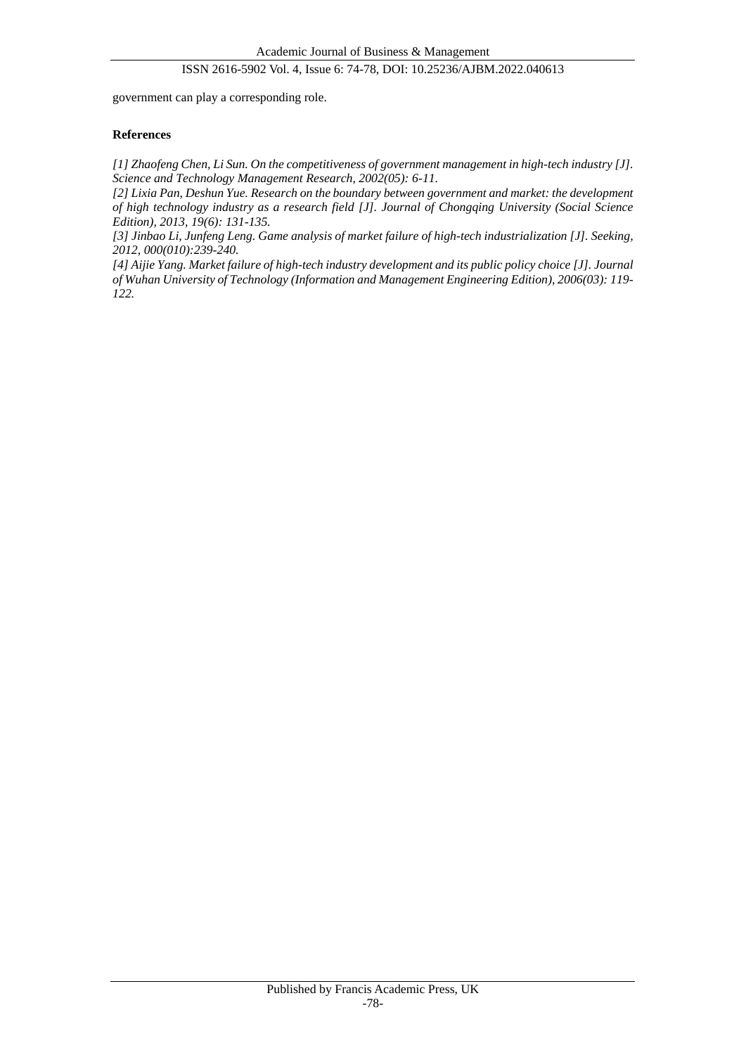government can play a corresponding role.

**References**

*[1] Zhaofeng Chen, Li Sun. On the competitiveness of government management in high-tech industry [J]. Science and Technology Management Research, 2002(05): 6-11.*

*[2] Lixia Pan, Deshun Yue. Research on the boundary between government and market: the development of high technology industry as a research field [J]. Journal of Chongqing University (Social Science Edition), 2013, 19(6): 131-135.*

*[3] Jinbao Li, Junfeng Leng. Game analysis of market failure of high-tech industrialization [J]. Seeking, 2012, 000(010):239-240.*

*[4] Aijie Yang. Market failure of high-tech industry development and its public policy choice [J]. Journal of Wuhan University of Technology (Information and Management Engineering Edition), 2006(03): 119-122.*